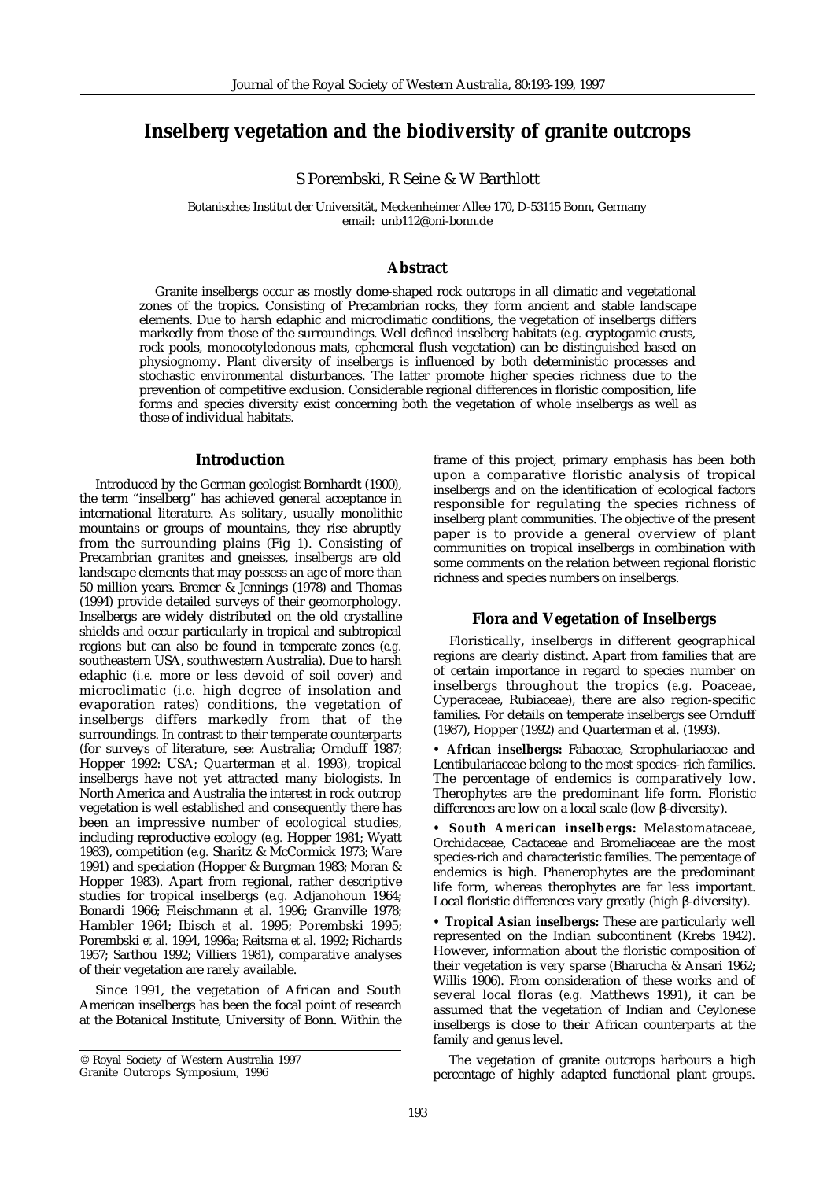# Inselberg vegetation and the biodiversity of granite outcrops

S Porembski, R Seine & W Barthlott

Botanisches Institut der Universität, Meckenheimer Allee 170, D-53115 Bonn, Germany
email: unb112@oni-bonn.de

## Abstract

Granite inselbergs occur as mostly dome-shaped rock outcrops in all climatic and vegetational zones of the tropics. Consisting of Precambrian rocks, they form ancient and stable landscape elements. Due to harsh edaphic and microclimatic conditions, the vegetation of inselbergs differs markedly from those of the surroundings. Well defined inselberg habitats (*e.g.* cryptogamic crusts, rock pools, monocotyledonous mats, ephemeral flush vegetation) can be distinguished based on physiognomy. Plant diversity of inselbergs is influenced by both deterministic processes and stochastic environmental disturbances. The latter promote higher species richness due to the prevention of competitive exclusion. Considerable regional differences in floristic composition, life forms and species diversity exist concerning both the vegetation of whole inselbergs as well as those of individual habitats.

## Introduction

Introduced by the German geologist Bornhardt (1900), the term "inselberg" has achieved general acceptance in international literature. As solitary, usually monolithic mountains or groups of mountains, they rise abruptly from the surrounding plains (Fig 1). Consisting of Precambrian granites and gneisses, inselbergs are old landscape elements that may possess an age of more than 50 million years. Bremer & Jennings (1978) and Thomas (1994) provide detailed surveys of their geomorphology. Inselbergs are widely distributed on the old crystalline shields and occur particularly in tropical and subtropical regions but can also be found in temperate zones (*e.g.* southeastern USA, southwestern Australia). Due to harsh edaphic (*i.e.* more or less devoid of soil cover) and microclimatic (*i.e.* high degree of insolation and evaporation rates) conditions, the vegetation of inselbergs differs markedly from that of the surroundings. In contrast to their temperate counterparts (for surveys of literature, see: Australia; Ornduff 1987; Hopper 1992: USA; Quarterman *et al.* 1993), tropical inselbergs have not yet attracted many biologists. In North America and Australia the interest in rock outcrop vegetation is well established and consequently there has been an impressive number of ecological studies, including reproductive ecology (*e.g.* Hopper 1981; Wyatt 1983), competition (*e.g.* Sharitz & McCormick 1973; Ware 1991) and speciation (Hopper & Burgman 1983; Moran & Hopper 1983). Apart from regional, rather descriptive studies for tropical inselbergs (*e.g.* Adjanohoun 1964; Bonardi 1966; Fleischmann *et al.* 1996; Granville 1978; Hambler 1964; Ibisch *et al.* 1995; Porembski 1995; Porembski *et al.* 1994, 1996a; Reitsma *et al.* 1992; Richards 1957; Sarthou 1992; Villiers 1981), comparative analyses of their vegetation are rarely available.

Since 1991, the vegetation of African and South American inselbergs has been the focal point of research at the Botanical Institute, University of Bonn. Within the frame of this project, primary emphasis has been both upon a comparative floristic analysis of tropical inselbergs and on the identification of ecological factors responsible for regulating the species richness of inselberg plant communities. The objective of the present paper is to provide a general overview of plant communities on tropical inselbergs in combination with some comments on the relation between regional floristic richness and species numbers on inselbergs.

## Flora and Vegetation of Inselbergs

Floristically, inselbergs in different geographical regions are clearly distinct. Apart from families that are of certain importance in regard to species number on inselbergs throughout the tropics (*e.g.* Poaceae, Cyperaceae, Rubiaceae), there are also region-specific families. For details on temperate inselbergs see Ornduff (1987), Hopper (1992) and Quarterman *et al.* (1993).

- **African inselbergs:** Fabaceae, Scrophulariaceae and Lentibulariaceae belong to the most species-rich families. The percentage of endemics is comparatively low. Therophytes are the predominant life form. Floristic differences are low on a local scale (low β-diversity).

- **South American inselbergs:** Melastomataceae, Orchidaceae, Cactaceae and Bromeliaceae are the most species-rich and characteristic families. The percentage of endemics is high. Phanerophytes are the predominant life form, whereas therophytes are far less important. Local floristic differences vary greatly (high β-diversity).

- **Tropical Asian inselbergs:** These are particularly well represented on the Indian subcontinent (Krebs 1942). However, information about the floristic composition of their vegetation is very sparse (Bharucha & Ansari 1962; Willis 1906). From consideration of these works and of several local floras (*e.g.* Matthews 1991), it can be assumed that the vegetation of Indian and Ceylonese inselbergs is close to their African counterparts at the family and genus level.

The vegetation of granite outcrops harbours a high percentage of highly adapted functional plant groups.

© Royal Society of Western Australia 1997
Granite Outcrops Symposium, 1996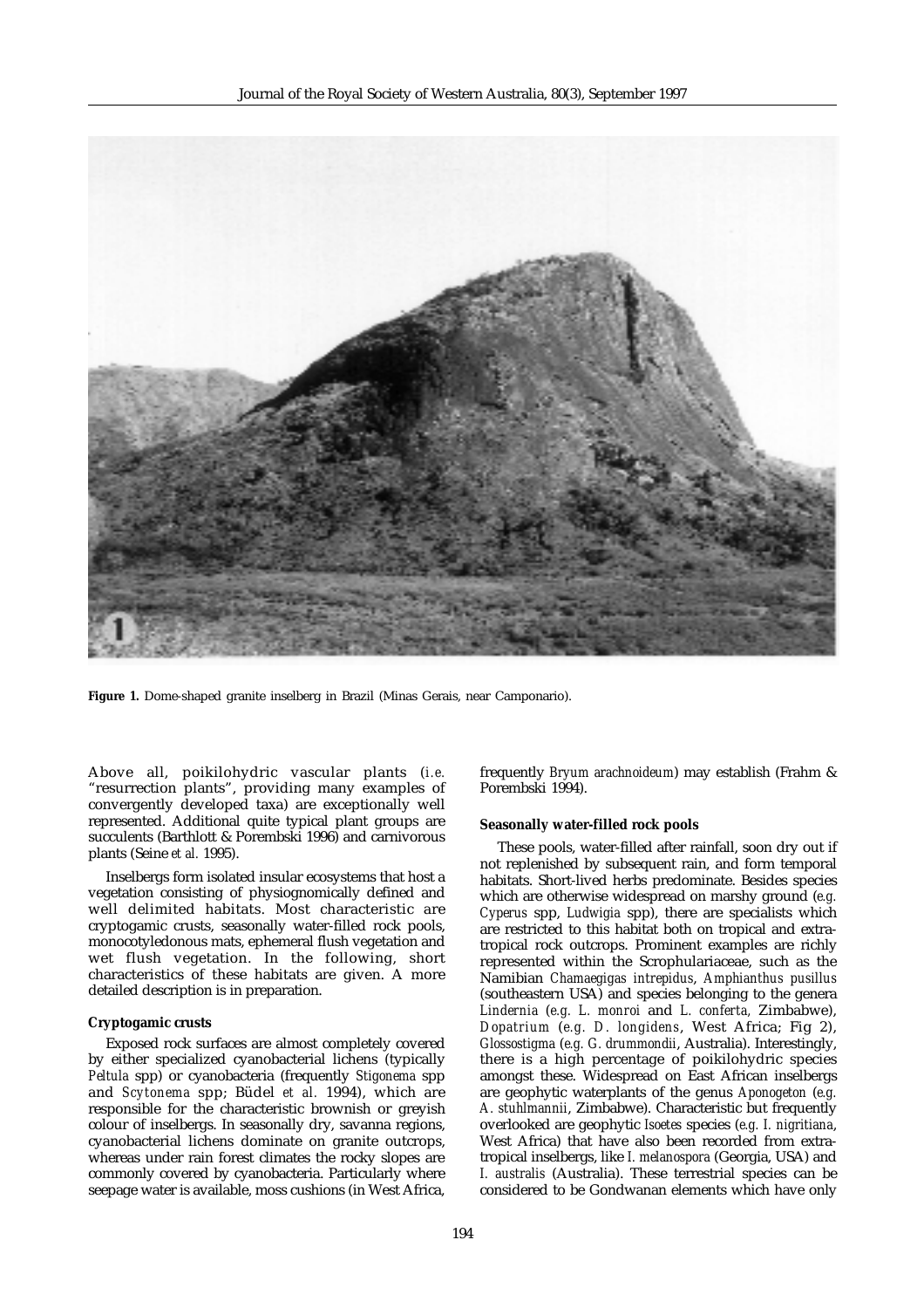**Figure 1.** Dome-shaped granite inselberg in Brazil (Minas Gerais, near Camponario).

Above all, poikilohydric vascular plants (*i.e.* "resurrection plants", providing many examples of convergently developed taxa) are exceptionally well represented. Additional quite typical plant groups are succulents (Barthlott & Porembski 1996) and carnivorous plants (Seine *et al.* 1995).

Inselbergs form isolated insular ecosystems that host a vegetation consisting of physiognomically defined and well delimited habitats. Most characteristic are cryptogamic crusts, seasonally water-filled rock pools, monocotyledonous mats, ephemeral flush vegetation and wet flush vegetation. In the following, short characteristics of these habitats are given. A more detailed description is in preparation.

#### Cryptogamic crusts

Exposed rock surfaces are almost completely covered by either specialized cyanobacterial lichens (typically *Peltula* spp) or cyanobacteria (frequently *Stigonema* spp and *Scytonema* spp; Büdel *et al.* 1994), which are responsible for the characteristic brownish or greyish colour of inselbergs. In seasonally dry, savanna regions, cyanobacterial lichens dominate on granite outcrops, whereas under rain forest climates the rocky slopes are commonly covered by cyanobacteria. Particularly where seepage water is available, moss cushions (in West Africa, frequently *Bryum arachnoideum*) may establish (Frahm & Porembski 1994).

#### Seasonally water-filled rock pools

These pools, water-filled after rainfall, soon dry out if not replenished by subsequent rain, and form temporal habitats. Short-lived herbs predominate. Besides species which are otherwise widespread on marshy ground (*e.g. Cyperus* spp, *Ludwigia* spp), there are specialists which are restricted to this habitat both on tropical and extratropical rock outcrops. Prominent examples are richly represented within the Scrophulariaceae, such as the Namibian *Chamaegigas intrepidus*, *Amphianthus pusillus* (southeastern USA) and species belonging to the genera *Lindernia* (*e.g. L. monroi* and *L. conferta*, Zimbabwe), *Dopatrium* (*e.g. D. longidens*, West Africa; Fig 2), *Glossostigma* (*e.g. G. drummondii*, Australia). Interestingly, there is a high percentage of poikilohydric species amongst these. Widespread on East African inselbergs are geophytic waterplants of the genus *Aponogeton* (*e.g. A. stuhlmannii*, Zimbabwe). Characteristic but frequently overlooked are geophytic *Isoetes* species (*e.g. I. nigritiana*, West Africa) that have also been recorded from extratropical inselbergs, like *I. melanospora* (Georgia, USA) and *I. australis* (Australia). These terrestrial species can be considered to be Gondwanan elements which have only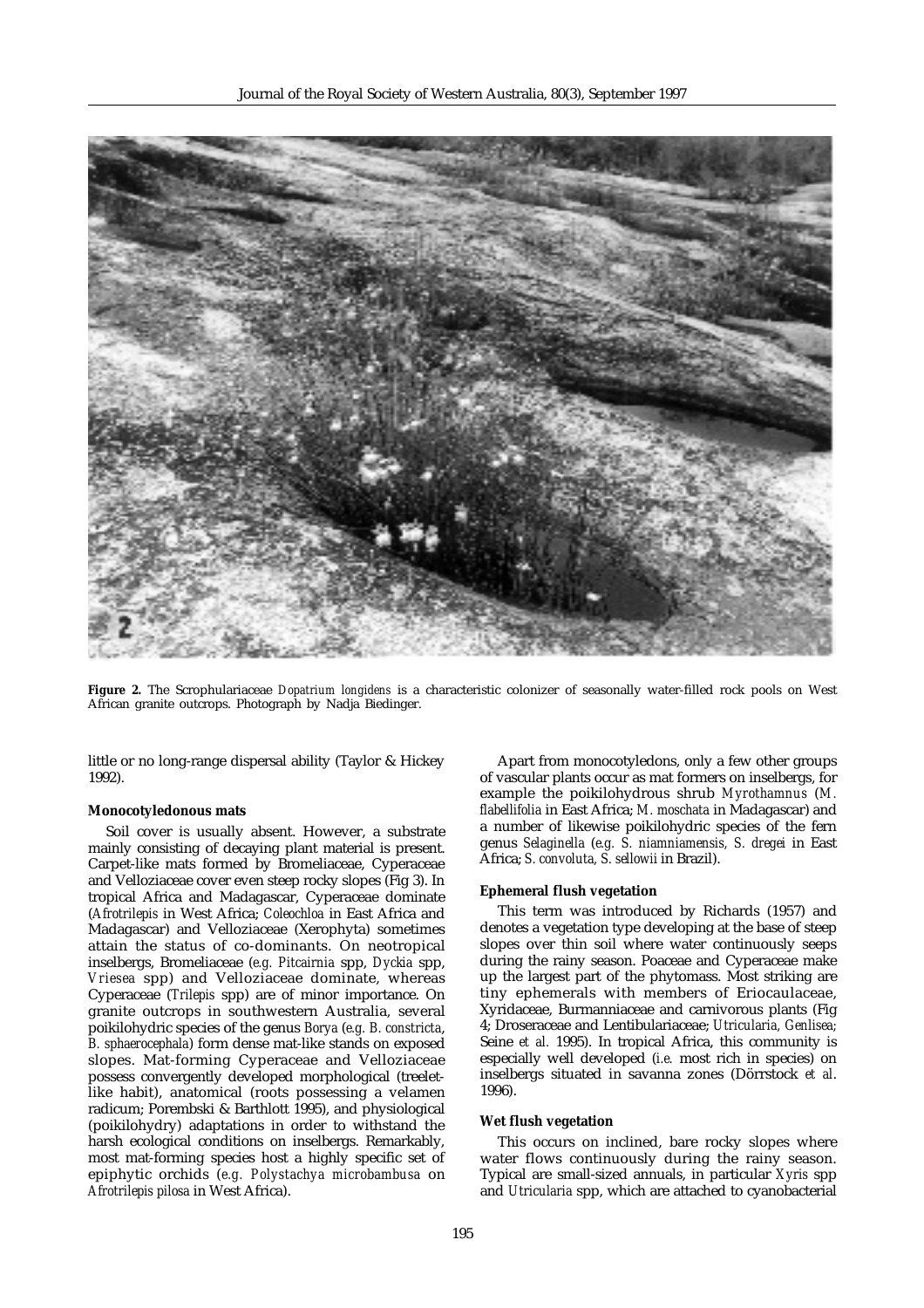**Figure 2.** The Scrophulariaceae *Dopatrium longidens* is a characteristic colonizer of seasonally water-filled rock pools on West African granite outcrops. Photograph by Nadja Biedinger.

little or no long-range dispersal ability (Taylor & Hickey 1992).

**Monocotyledonous mats**

Soil cover is usually absent. However, a substrate mainly consisting of decaying plant material is present. Carpet-like mats formed by Bromeliaceae, Cyperaceae and Velloziaceae cover even steep rocky slopes (Fig 3). In tropical Africa and Madagascar, Cyperaceae dominate (*Afrotrilepis* in West Africa; *Coleochloa* in East Africa and Madagascar) and Velloziaceae (Xerophyta) sometimes attain the status of co-dominants. On neotropical inselbergs, Bromeliaceae (*e.g. Pitcairnia* spp, *Dyckia* spp, *Vriesea* spp) and Velloziaceae dominate, whereas Cyperaceae (*Trilepis* spp) are of minor importance. On granite outcrops in southwestern Australia, several poikilohydric species of the genus *Borya* (*e.g. B. constricta*, *B. sphaerocephala*) form dense mat-like stands on exposed slopes. Mat-forming Cyperaceae and Velloziaceae possess convergently developed morphological (treelet-like habit), anatomical (roots possessing a velamen radicum; Porembski & Barthlott 1995), and physiological (poikilohydry) adaptations in order to withstand the harsh ecological conditions on inselbergs. Remarkably, most mat-forming species host a highly specific set of epiphytic orchids (*e.g. Polystachya microbambusa* on *Afrotrilepis pilosa* in West Africa).

Apart from monocotyledons, only a few other groups of vascular plants occur as mat formers on inselbergs, for example the poikilohydrous shrub *Myrothamnus* (*M. flabellifolia* in East Africa; *M. moschata* in Madagascar) and a number of likewise poikilohydric species of the fern genus *Selaginella* (*e.g. S. niamniamensis, S. dregei* in East Africa; *S. convoluta, S. sellowii* in Brazil).

**Ephemeral flush vegetation**

This term was introduced by Richards (1957) and denotes a vegetation type developing at the base of steep slopes over thin soil where water continuously seeps during the rainy season. Poaceae and Cyperaceae make up the largest part of the phytomass. Most striking are tiny ephemerals with members of Eriocaulaceae, Xyridaceae, Burmanniaceae and carnivorous plants (Fig 4; Droseraceae and Lentibulariaceae; *Utricularia, Genlisea;* Seine *et al.* 1995). In tropical Africa, this community is especially well developed (*i.e.* most rich in species) on inselbergs situated in savanna zones (Dörrstock *et al.* 1996).

**Wet flush vegetation**

This occurs on inclined, bare rocky slopes where water flows continuously during the rainy season. Typical are small-sized annuals, in particular *Xyris* spp and *Utricularia* spp, which are attached to cyanobacterial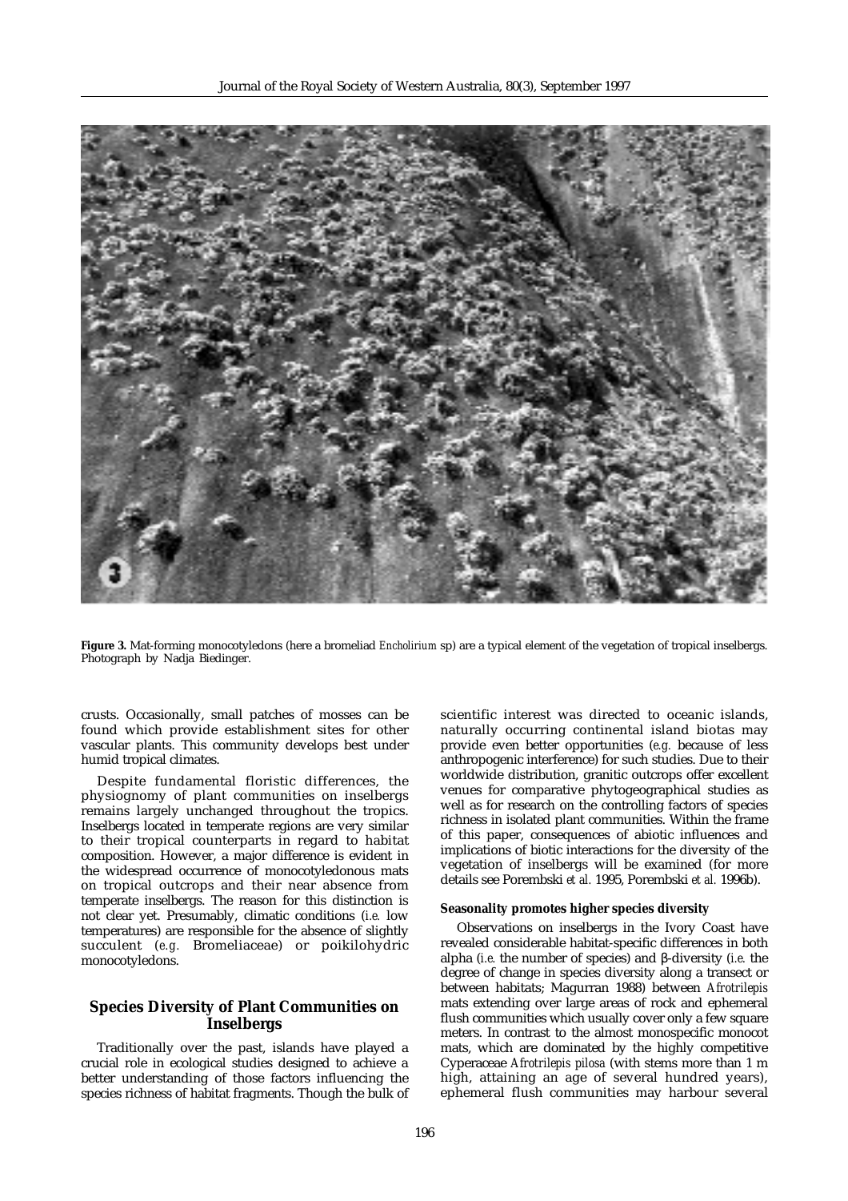**Figure 3.** Mat-forming monocotyledons (here a bromeliad *Encholirium* sp) are a typical element of the vegetation of tropical inselbergs. Photograph by Nadja Biedinger.

crusts. Occasionally, small patches of mosses can be found which provide establishment sites for other vascular plants. This community develops best under humid tropical climates.

Despite fundamental floristic differences, the physiognomy of plant communities on inselbergs remains largely unchanged throughout the tropics. Inselbergs located in temperate regions are very similar to their tropical counterparts in regard to habitat composition. However, a major difference is evident in the widespread occurrence of monocotyledonous mats on tropical outcrops and their near absence from temperate inselbergs. The reason for this distinction is not clear yet. Presumably, climatic conditions (*i.e.* low temperatures) are responsible for the absence of slightly succulent (*e.g.* Bromeliaceae) or poikilohydric monocotyledons.

## Species Diversity of Plant Communities on Inselbergs

Traditionally over the past, islands have played a crucial role in ecological studies designed to achieve a better understanding of those factors influencing the species richness of habitat fragments. Though the bulk of scientific interest was directed to oceanic islands, naturally occurring continental island biotas may provide even better opportunities (*e.g.* because of less anthropogenic interference) for such studies. Due to their worldwide distribution, granitic outcrops offer excellent venues for comparative phytogeographical studies as well as for research on the controlling factors of species richness in isolated plant communities. Within the frame of this paper, consequences of abiotic influences and implications of biotic interactions for the diversity of the vegetation of inselbergs will be examined (for more details see Porembski *et al.* 1995, Porembski *et al.* 1996b).

### Seasonality promotes higher species diversity

Observations on inselbergs in the Ivory Coast have revealed considerable habitat-specific differences in both alpha (*i.e.* the number of species) and β-diversity (*i.e.* the degree of change in species diversity along a transect or between habitats; Magurran 1988) between *Afrotrilepis* mats extending over large areas of rock and ephemeral flush communities which usually cover only a few square meters. In contrast to the almost monospecific monocot mats, which are dominated by the highly competitive Cyperaceae *Afrotrilepis pilosa* (with stems more than 1 m high, attaining an age of several hundred years), ephemeral flush communities may harbour several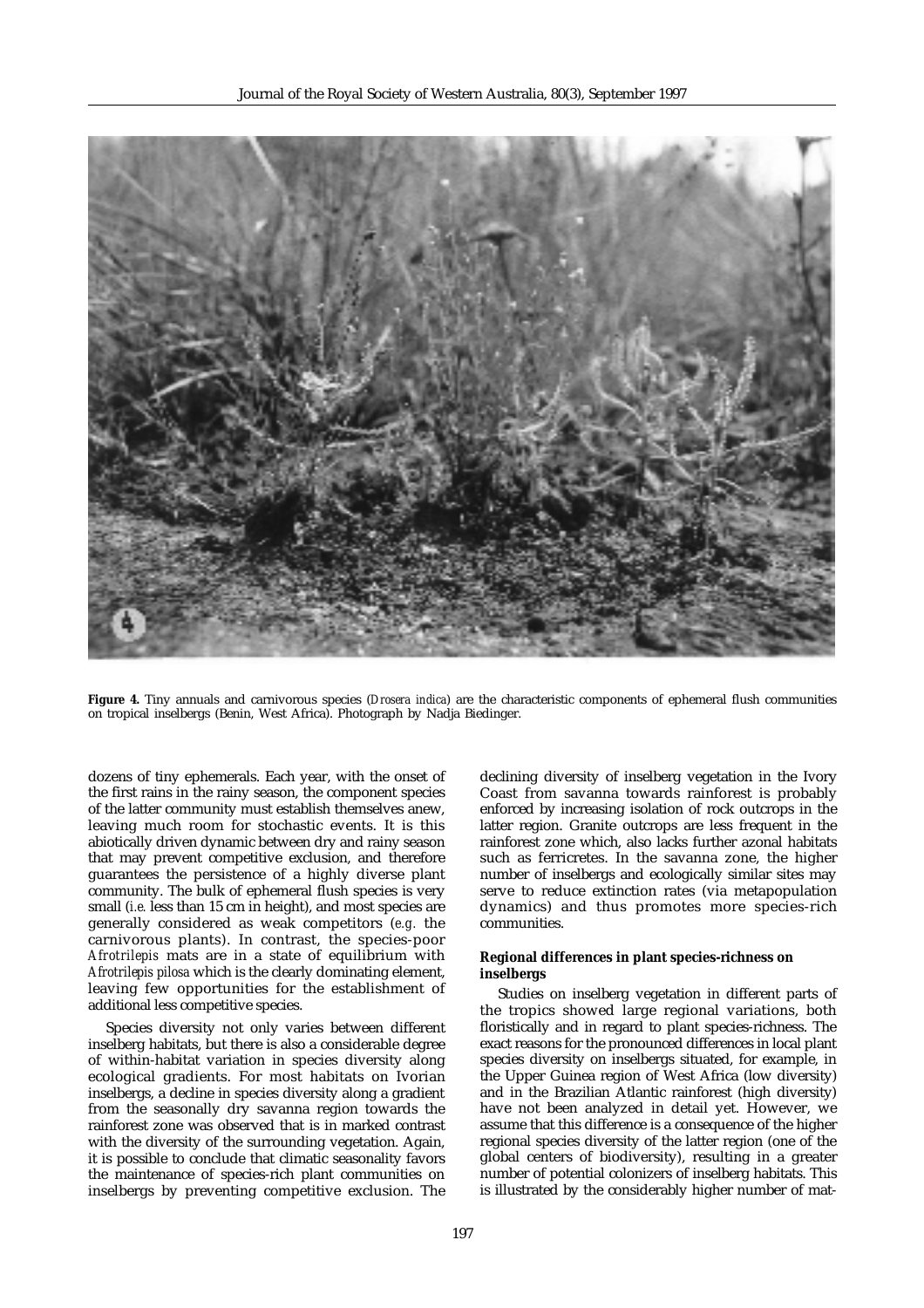**Figure 4.** Tiny annuals and carnivorous species (*Drosera indica*) are the characteristic components of ephemeral flush communities on tropical inselbergs (Benin, West Africa). Photograph by Nadja Biedinger.

dozens of tiny ephemerals. Each year, with the onset of the first rains in the rainy season, the component species of the latter community must establish themselves anew, leaving much room for stochastic events. It is this abiotically driven dynamic between dry and rainy season that may prevent competitive exclusion, and therefore guarantees the persistence of a highly diverse plant community. The bulk of ephemeral flush species is very small (*i.e.* less than 15 cm in height), and most species are generally considered as weak competitors (*e.g.* the carnivorous plants). In contrast, the species-poor *Afrotrilepis* mats are in a state of equilibrium with *Afrotrilepis pilosa* which is the clearly dominating element, leaving few opportunities for the establishment of additional less competitive species.

Species diversity not only varies between different inselberg habitats, but there is also a considerable degree of within-habitat variation in species diversity along ecological gradients. For most habitats on Ivorian inselbergs, a decline in species diversity along a gradient from the seasonally dry savanna region towards the rainforest zone was observed that is in marked contrast with the diversity of the surrounding vegetation. Again, it is possible to conclude that climatic seasonality favors the maintenance of species-rich plant communities on inselbergs by preventing competitive exclusion. The declining diversity of inselberg vegetation in the Ivory Coast from savanna towards rainforest is probably enforced by increasing isolation of rock outcrops in the latter region. Granite outcrops are less frequent in the rainforest zone which, also lacks further azonal habitats such as ferricretes. In the savanna zone, the higher number of inselbergs and ecologically similar sites may serve to reduce extinction rates (via metapopulation dynamics) and thus promotes more species-rich communities.

### Regional differences in plant species-richness on inselbergs

Studies on inselberg vegetation in different parts of the tropics showed large regional variations, both floristically and in regard to plant species-richness. The exact reasons for the pronounced differences in local plant species diversity on inselbergs situated, for example, in the Upper Guinea region of West Africa (low diversity) and in the Brazilian Atlantic rainforest (high diversity) have not been analyzed in detail yet. However, we assume that this difference is a consequence of the higher regional species diversity of the latter region (one of the global centers of biodiversity), resulting in a greater number of potential colonizers of inselberg habitats. This is illustrated by the considerably higher number of mat-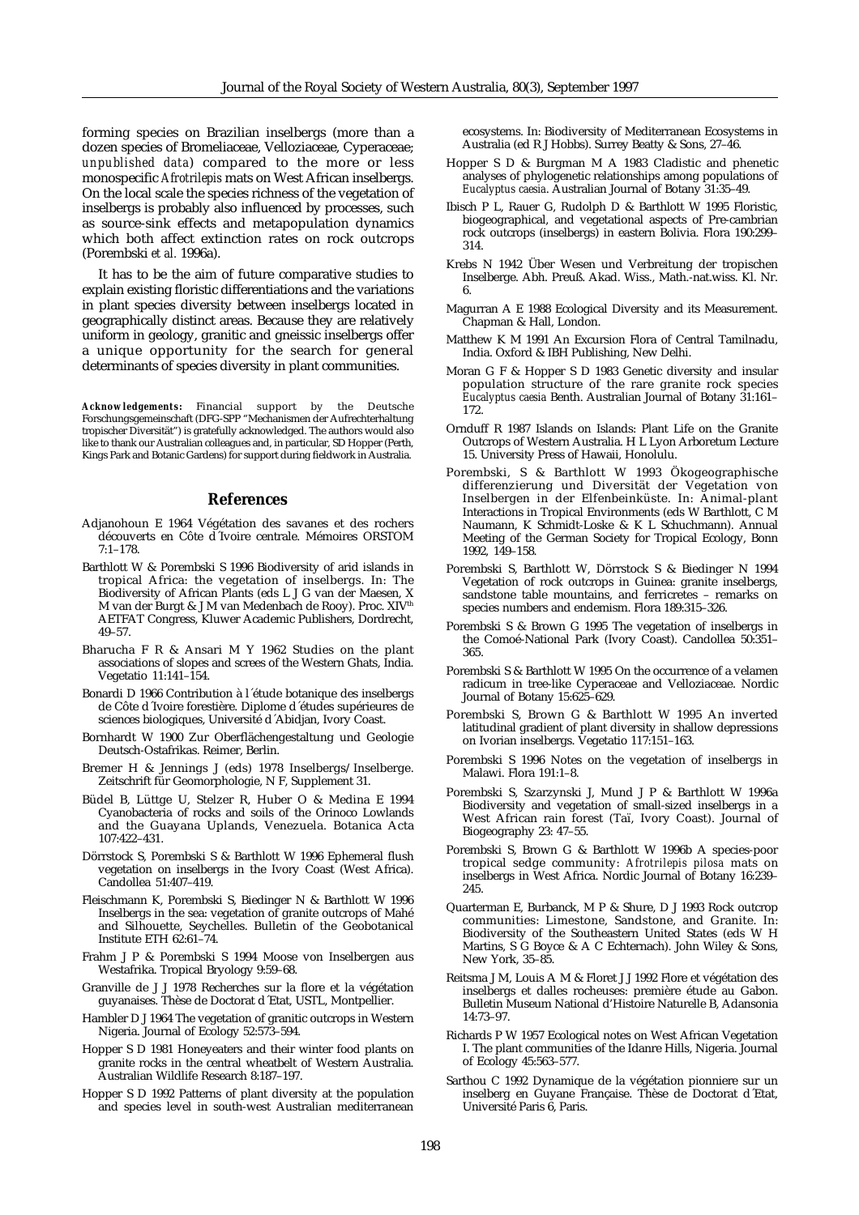forming species on Brazilian inselbergs (more than a dozen species of Bromeliaceae, Velloziaceae, Cyperaceae; *unpublished data*) compared to the more or less monospecific *Afrotrilepis* mats on West African inselbergs. On the local scale the species richness of the vegetation of inselbergs is probably also influenced by processes, such as source-sink effects and metapopulation dynamics which both affect extinction rates on rock outcrops (Porembski *et al.* 1996a).

It has to be the aim of future comparative studies to explain existing floristic differentiations and the variations in plant species diversity between inselbergs located in geographically distinct areas. Because they are relatively uniform in geology, granitic and gneissic inselbergs offer a unique opportunity for the search for general determinants of species diversity in plant communities.

**Acknowledgements:** Financial support by the Deutsche Forschungsgemeinschaft (DFG-SPP "Mechanismen der Aufrechterhaltung tropischer Diversität") is gratefully acknowledged. The authors would also like to thank our Australian colleagues and, in particular, SD Hopper (Perth, Kings Park and Botanic Gardens) for support during fieldwork in Australia.

## References

Adjanohoun E 1964 Végétation des savanes et des rochers découverts en Côte d´Ivoire centrale. Mémoires ORSTOM 7:1–178.

Barthlott W & Porembski S 1996 Biodiversity of arid islands in tropical Africa: the vegetation of inselbergs. In: The Biodiversity of African Plants (eds L J G van der Maesen, X M van der Burgt & J M van Medenbach de Rooy). Proc. XIV[th] AETFAT Congress, Kluwer Academic Publishers, Dordrecht, 49–57.

Bharucha F R & Ansari M Y 1962 Studies on the plant associations of slopes and screes of the Western Ghats, India. Vegetatio 11:141–154.

Bonardi D 1966 Contribution à l´étude botanique des inselbergs de Côte d´Ivoire forestière. Diplome d´études supérieures de sciences biologiques, Université d´Abidjan, Ivory Coast.

Bornhardt W 1900 Zur Oberflächengestaltung und Geologie Deutsch-Ostafrikas. Reimer, Berlin.

Bremer H & Jennings J (eds) 1978 Inselbergs/Inselberge. Zeitschrift für Geomorphologie, N F, Supplement 31.

Büdel B, Lüttge U, Stelzer R, Huber O & Medina E 1994 Cyanobacteria of rocks and soils of the Orinoco Lowlands and the Guayana Uplands, Venezuela. Botanica Acta 107:422–431.

Dörrstock S, Porembski S & Barthlott W 1996 Ephemeral flush vegetation on inselbergs in the Ivory Coast (West Africa). Candollea 51:407–419.

Fleischmann K, Porembski S, Biedinger N & Barthlott W 1996 Inselbergs in the sea: vegetation of granite outcrops of Mahé and Silhouette, Seychelles. Bulletin of the Geobotanical Institute ETH 62:61–74.

Frahm J P & Porembski S 1994 Moose von Inselbergen aus Westafrika. Tropical Bryology 9:59–68.

Granville de J J 1978 Recherches sur la flore et la végétation guyanaises. Thèse de Doctorat d´Etat, USTL, Montpellier.

Hambler D J 1964 The vegetation of granitic outcrops in Western Nigeria. Journal of Ecology 52:573–594.

Hopper S D 1981 Honeyeaters and their winter food plants on granite rocks in the central wheatbelt of Western Australia. Australian Wildlife Research 8:187–197.

Hopper S D 1992 Patterns of plant diversity at the population and species level in south-west Australian mediterranean ecosystems. In: Biodiversity of Mediterranean Ecosystems in Australia (ed R J Hobbs). Surrey Beatty & Sons, 27–46.

Hopper S D & Burgman M A 1983 Cladistic and phenetic analyses of phylogenetic relationships among populations of *Eucalyptus caesia*. Australian Journal of Botany 31:35–49.

Ibisch P L, Rauer G, Rudolph D & Barthlott W 1995 Floristic, biogeographical, and vegetational aspects of Pre-cambrian rock outcrops (inselbergs) in eastern Bolivia. Flora 190:299–314.

Krebs N 1942 Über Wesen und Verbreitung der tropischen Inselberge. Abh. Preuß. Akad. Wiss., Math.-nat.wiss. Kl. Nr. 6.

Magurran A E 1988 Ecological Diversity and its Measurement. Chapman & Hall, London.

Matthew K M 1991 An Excursion Flora of Central Tamilnadu, India. Oxford & IBH Publishing, New Delhi.

Moran G F & Hopper S D 1983 Genetic diversity and insular population structure of the rare granite rock species *Eucalyptus caesia* Benth. Australian Journal of Botany 31:161–172.

Ornduff R 1987 Islands on Islands: Plant Life on the Granite Outcrops of Western Australia. H L Lyon Arboretum Lecture 15. University Press of Hawaii, Honolulu.

Porembski, S & Barthlott W 1993 Ökogeographische differenzierung und Diversität der Vegetation von Inselbergen in der Elfenbeinküste. In: Animal-plant Interactions in Tropical Environments (eds W Barthlott, C M Naumann, K Schmidt-Loske & K L Schuchmann). Annual Meeting of the German Society for Tropical Ecology, Bonn 1992, 149–158.

Porembski S, Barthlott W, Dörrstock S & Biedinger N 1994 Vegetation of rock outcrops in Guinea: granite inselbergs, sandstone table mountains, and ferricretes – remarks on species numbers and endemism. Flora 189:315–326.

Porembski S & Brown G 1995 The vegetation of inselbergs in the Comoé-National Park (Ivory Coast). Candollea 50:351–365.

Porembski S & Barthlott W 1995 On the occurrence of a velamen radicum in tree-like Cyperaceae and Velloziaceae. Nordic Journal of Botany 15:625–629.

Porembski S, Brown G & Barthlott W 1995 An inverted latitudinal gradient of plant diversity in shallow depressions on Ivorian inselbergs. Vegetatio 117:151–163.

Porembski S 1996 Notes on the vegetation of inselbergs in Malawi. Flora 191:1–8.

Porembski S, Szarzynski J, Mund J P & Barthlott W 1996a Biodiversity and vegetation of small-sized inselbergs in a West African rain forest (Taï, Ivory Coast). Journal of Biogeography 23: 47–55.

Porembski S, Brown G & Barthlott W 1996b A species-poor tropical sedge community: *Afrotrilepis pilosa* mats on inselbergs in West Africa. Nordic Journal of Botany 16:239–245.

Quarterman E, Burbanck, M P & Shure, D J 1993 Rock outcrop communities: Limestone, Sandstone, and Granite. In: Biodiversity of the Southeastern United States (eds W H Martins, S G Boyce & A C Echternach). John Wiley & Sons, New York, 35–85.

Reitsma J M, Louis A M & Floret J J 1992 Flore et végétation des inselbergs et dalles rocheuses: première étude au Gabon. Bulletin Museum National d'Histoire Naturelle B, Adansonia 14:73–97.

Richards P W 1957 Ecological notes on West African Vegetation I. The plant communities of the Idanre Hills, Nigeria. Journal of Ecology 45:563–577.

Sarthou C 1992 Dynamique de la végétation pionniere sur un inselberg en Guyane Française. Thèse de Doctorat d´Etat, Université Paris 6, Paris.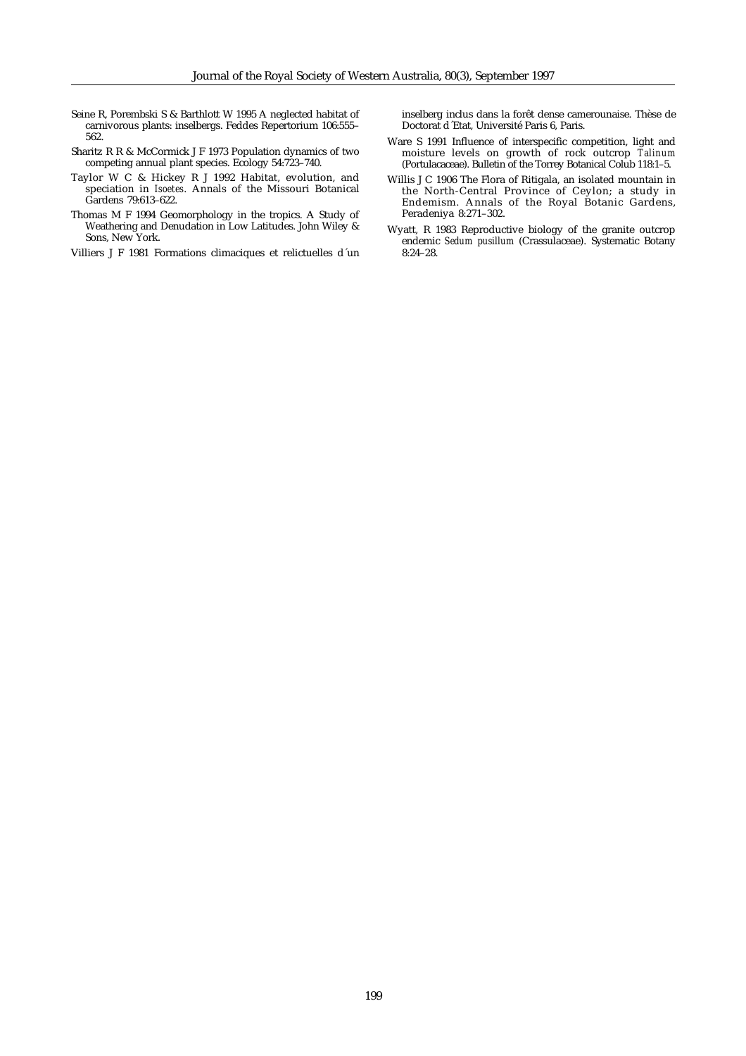Seine R, Porembski S & Barthlott W 1995 A neglected habitat of carnivorous plants: inselbergs. Feddes Repertorium 106:555–562.

Sharitz R R & McCormick J F 1973 Population dynamics of two competing annual plant species. Ecology 54:723–740.

Taylor W C & Hickey R J 1992 Habitat, evolution, and speciation in *Isoetes*. Annals of the Missouri Botanical Gardens 79:613–622.

Thomas M F 1994 Geomorphology in the tropics. A Study of Weathering and Denudation in Low Latitudes. John Wiley & Sons, New York.

Villiers J F 1981 Formations climaciques et relictuelles d´un inselberg inclus dans la forêt dense camerounaise. Thèse de Doctorat d´Etat, Université Paris 6, Paris.

Ware S 1991 Influence of interspecific competition, light and moisture levels on growth of rock outcrop *Talinum* (Portulacaceae). Bulletin of the Torrey Botanical Colub 118:1–5.

Willis J C 1906 The Flora of Ritigala, an isolated mountain in the North-Central Province of Ceylon; a study in Endemism. Annals of the Royal Botanic Gardens, Peradeniya 8:271–302.

Wyatt, R 1983 Reproductive biology of the granite outcrop endemic *Sedum pusillum* (Crassulaceae). Systematic Botany 8:24–28.